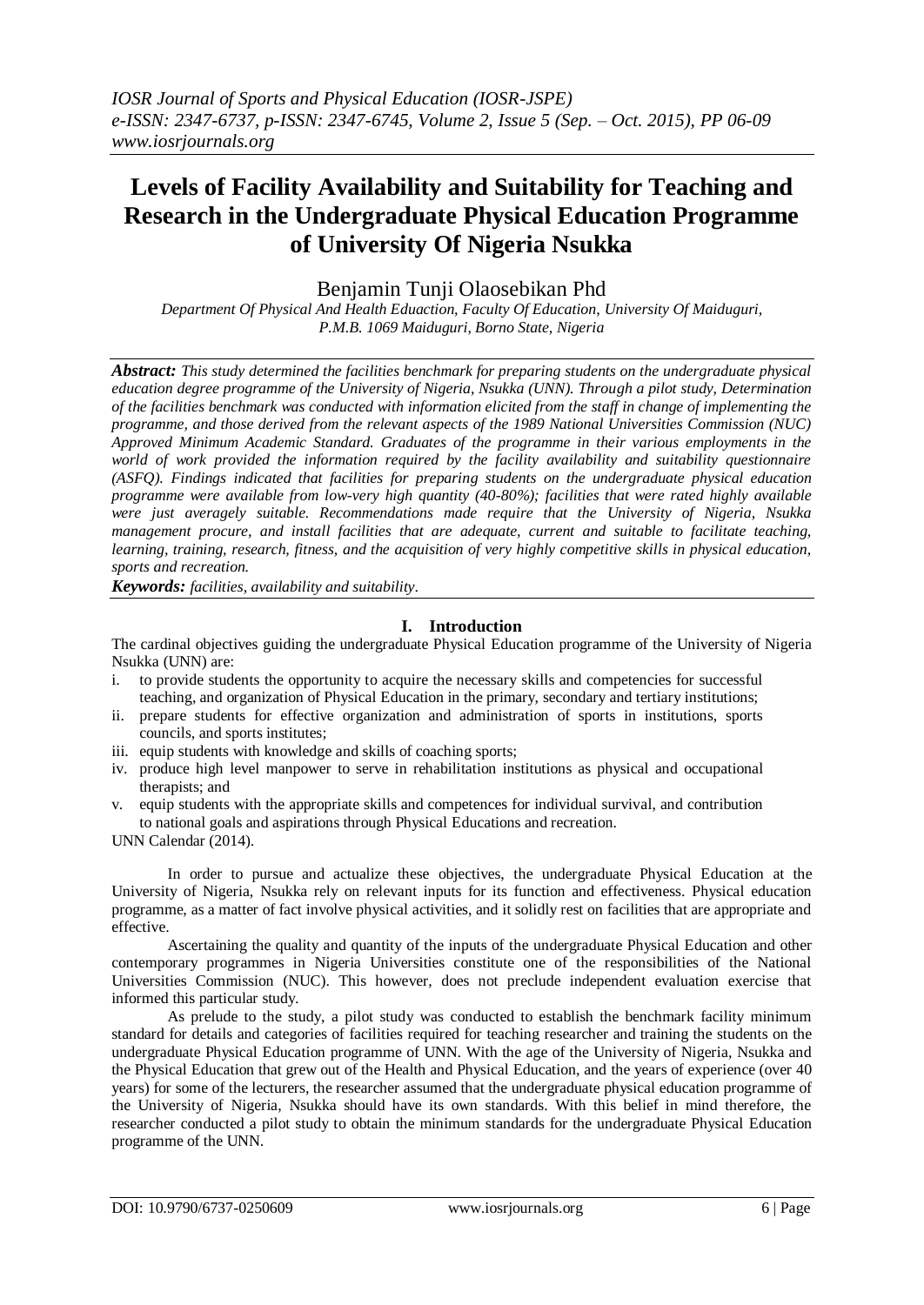# Levels of Facility Availability and Suitability for Teaching and Research in the Undergraduate Physical Education Programme of University Of Nigeria Nsukka

Benjamin Tunji Olaosebikan Phd

*Department Of Physical And Health Eduaction, Faculty Of Education, University Of Maiduguri, P.M.B. 1069 Maiduguri, Borno State, Nigeria*

***Abstract:*** *This study determined the facilities benchmark for preparing students on the undergraduate physical education degree programme of the University of Nigeria, Nsukka (UNN). Through a pilot study, Determination of the facilities benchmark was conducted with information elicited from the staff in change of implementing the programme, and those derived from the relevant aspects of the 1989 National Universities Commission (NUC) Approved Minimum Academic Standard. Graduates of the programme in their various employments in the world of work provided the information required by the facility availability and suitability questionnaire (ASFQ). Findings indicated that facilities for preparing students on the undergraduate physical education programme were available from low-very high quantity (40-80%); facilities that were rated highly available were just averagely suitable. Recommendations made require that the University of Nigeria, Nsukka management procure, and install facilities that are adequate, current and suitable to facilitate teaching, learning, training, research, fitness, and the acquisition of very highly competitive skills in physical education, sports and recreation.*

***Keywords:*** *facilities, availability and suitability.*

## I. Introduction

The cardinal objectives guiding the undergraduate Physical Education programme of the University of Nigeria Nsukka (UNN) are:

i. to provide students the opportunity to acquire the necessary skills and competencies for successful teaching, and organization of Physical Education in the primary, secondary and tertiary institutions;
ii. prepare students for effective organization and administration of sports in institutions, sports councils, and sports institutes;
iii. equip students with knowledge and skills of coaching sports;
iv. produce high level manpower to serve in rehabilitation institutions as physical and occupational therapists; and
v. equip students with the appropriate skills and competences for individual survival, and contribution to national goals and aspirations through Physical Educations and recreation.

UNN Calendar (2014).

In order to pursue and actualize these objectives, the undergraduate Physical Education at the University of Nigeria, Nsukka rely on relevant inputs for its function and effectiveness. Physical education programme, as a matter of fact involve physical activities, and it solidly rest on facilities that are appropriate and effective.

Ascertaining the quality and quantity of the inputs of the undergraduate Physical Education and other contemporary programmes in Nigeria Universities constitute one of the responsibilities of the National Universities Commission (NUC). This however, does not preclude independent evaluation exercise that informed this particular study.

As prelude to the study, a pilot study was conducted to establish the benchmark facility minimum standard for details and categories of facilities required for teaching researcher and training the students on the undergraduate Physical Education programme of UNN. With the age of the University of Nigeria, Nsukka and the Physical Education that grew out of the Health and Physical Education, and the years of experience (over 40 years) for some of the lecturers, the researcher assumed that the undergraduate physical education programme of the University of Nigeria, Nsukka should have its own standards. With this belief in mind therefore, the researcher conducted a pilot study to obtain the minimum standards for the undergraduate Physical Education programme of the UNN.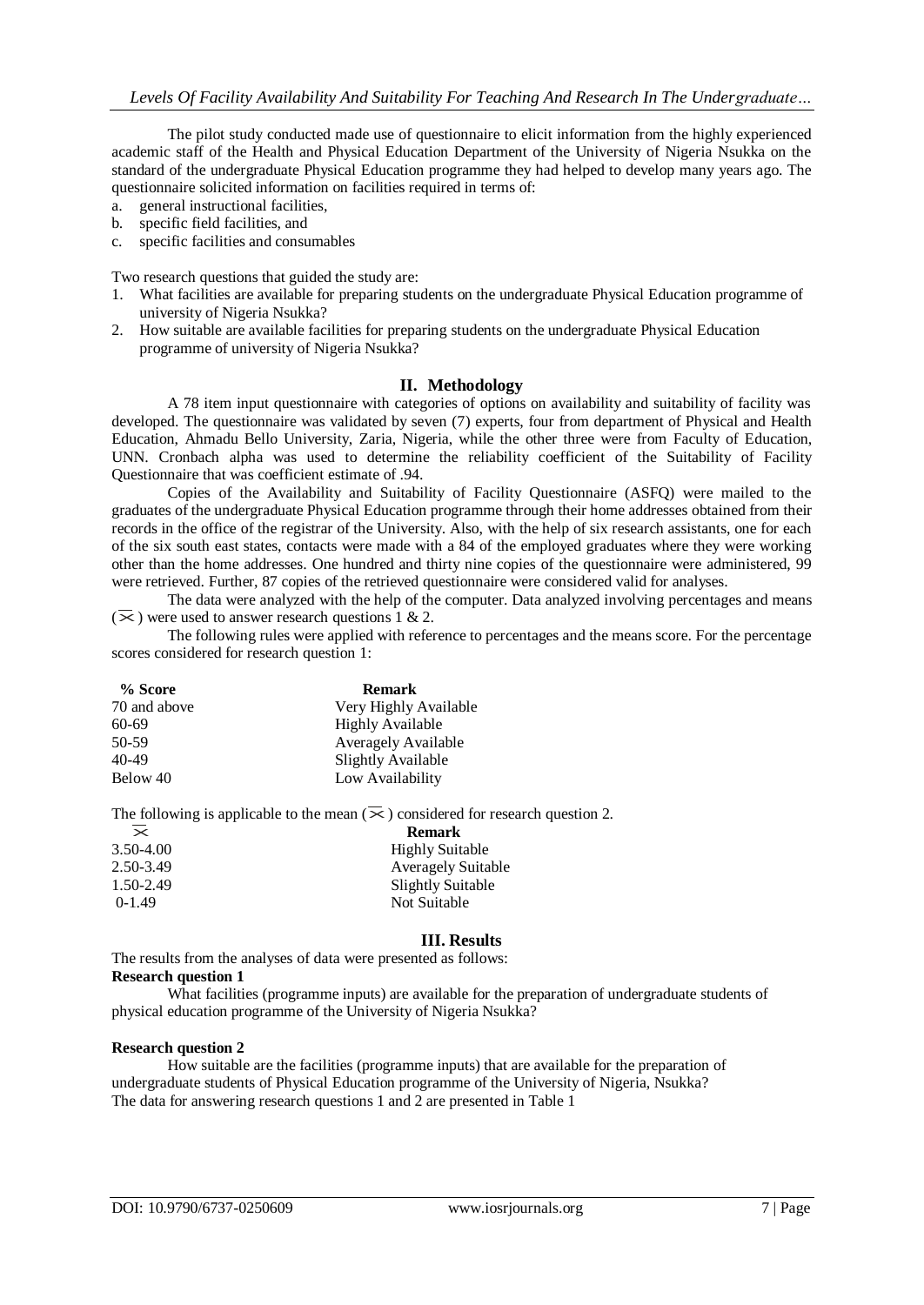The pilot study conducted made use of questionnaire to elicit information from the highly experienced academic staff of the Health and Physical Education Department of the University of Nigeria Nsukka on the standard of the undergraduate Physical Education programme they had helped to develop many years ago. The questionnaire solicited information on facilities required in terms of:

a. general instructional facilities,
b. specific field facilities, and
c. specific facilities and consumables

Two research questions that guided the study are:

1. What facilities are available for preparing students on the undergraduate Physical Education programme of university of Nigeria Nsukka?
2. How suitable are available facilities for preparing students on the undergraduate Physical Education programme of university of Nigeria Nsukka?

## II. Methodology

A 78 item input questionnaire with categories of options on availability and suitability of facility was developed. The questionnaire was validated by seven (7) experts, four from department of Physical and Health Education, Ahmadu Bello University, Zaria, Nigeria, while the other three were from Faculty of Education, UNN. Cronbach alpha was used to determine the reliability coefficient of the Suitability of Facility Questionnaire that was coefficient estimate of .94.

Copies of the Availability and Suitability of Facility Questionnaire (ASFQ) were mailed to the graduates of the undergraduate Physical Education programme through their home addresses obtained from their records in the office of the registrar of the University. Also, with the help of six research assistants, one for each of the six south east states, contacts were made with a 84 of the employed graduates where they were working other than the home addresses. One hundred and thirty nine copies of the questionnaire were administered, 99 were retrieved. Further, 87 copies of the retrieved questionnaire were considered valid for analyses.

The data were analyzed with the help of the computer. Data analyzed involving percentages and means ($\overline{x}$) were used to answer research questions 1 & 2.

The following rules were applied with reference to percentages and the means score. For the percentage scores considered for research question 1:

| % Score | Remark |
|---|---|
| 70 and above | Very Highly Available |
| 60-69 | Highly Available |
| 50-59 | Averagely Available |
| 40-49 | Slightly Available |
| Below 40 | Low Availability |

The following is applicable to the mean ($\overline{x}$) considered for research question 2.

| $\overline{x}$ | Remark |
|---|---|
| 3.50-4.00 | Highly Suitable |
| 2.50-3.49 | Averagely Suitable |
| 1.50-2.49 | Slightly Suitable |
| 0-1.49 | Not Suitable |

## III. Results

The results from the analyses of data were presented as follows:

**Research question 1**

What facilities (programme inputs) are available for the preparation of undergraduate students of physical education programme of the University of Nigeria Nsukka?

**Research question 2**

How suitable are the facilities (programme inputs) that are available for the preparation of undergraduate students of Physical Education programme of the University of Nigeria, Nsukka?
The data for answering research questions 1 and 2 are presented in Table 1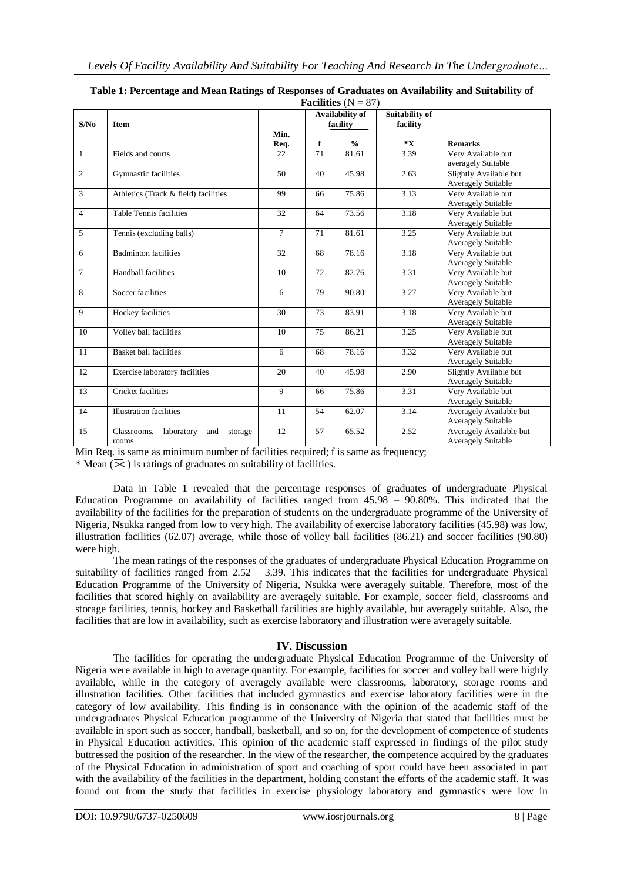**Table 1: Percentage and Mean Ratings of Responses of Graduates on Availability and Suitability of Facilities** (N = 87)

| S/No | Item | | Availability of facility | | Suitability of facility | |
|---|---|---|---|---|---|---|
| | | Min. Req. | f | % | *$\bar{X}$ | Remarks |
| 1 | Fields and courts | 22 | 71 | 81.61 | 3.39 | Very Available but averagely Suitable |
| 2 | Gymnastic facilities | 50 | 40 | 45.98 | 2.63 | Slightly Available but Averagely Suitable |
| 3 | Athletics (Track & field) facilities | 99 | 66 | 75.86 | 3.13 | Very Available but Averagely Suitable |
| 4 | Table Tennis facilities | 32 | 64 | 73.56 | 3.18 | Very Available but Averagely Suitable |
| 5 | Tennis (excluding balls) | 7 | 71 | 81.61 | 3.25 | Very Available but Averagely Suitable |
| 6 | Badminton facilities | 32 | 68 | 78.16 | 3.18 | Very Available but Averagely Suitable |
| 7 | Handball facilities | 10 | 72 | 82.76 | 3.31 | Very Available but Averagely Suitable |
| 8 | Soccer facilities | 6 | 79 | 90.80 | 3.27 | Very Available but Averagely Suitable |
| 9 | Hockey facilities | 30 | 73 | 83.91 | 3.18 | Very Available but Averagely Suitable |
| 10 | Volley ball facilities | 10 | 75 | 86.21 | 3.25 | Very Available but Averagely Suitable |
| 11 | Basket ball facilities | 6 | 68 | 78.16 | 3.32 | Very Available but Averagely Suitable |
| 12 | Exercise laboratory facilities | 20 | 40 | 45.98 | 2.90 | Slightly Available but Averagely Suitable |
| 13 | Cricket facilities | 9 | 66 | 75.86 | 3.31 | Very Available but Averagely Suitable |
| 14 | Illustration facilities | 11 | 54 | 62.07 | 3.14 | Averagely Available but Averagely Suitable |
| 15 | Classrooms, laboratory and storage rooms | 12 | 57 | 65.52 | 2.52 | Averagely Available but Averagely Suitable |

Min Req. is same as minimum number of facilities required; f is same as frequency;
\* Mean ($\bar{X}$) is ratings of graduates on suitability of facilities.

Data in Table 1 revealed that the percentage responses of graduates of undergraduate Physical Education Programme on availability of facilities ranged from 45.98 – 90.80%. This indicated that the availability of the facilities for the preparation of students on the undergraduate programme of the University of Nigeria, Nsukka ranged from low to very high. The availability of exercise laboratory facilities (45.98) was low, illustration facilities (62.07) average, while those of volley ball facilities (86.21) and soccer facilities (90.80) were high.

The mean ratings of the responses of the graduates of undergraduate Physical Education Programme on suitability of facilities ranged from 2.52 – 3.39. This indicates that the facilities for undergraduate Physical Education Programme of the University of Nigeria, Nsukka were averagely suitable. Therefore, most of the facilities that scored highly on availability are averagely suitable. For example, soccer field, classrooms and storage facilities, tennis, hockey and Basketball facilities are highly available, but averagely suitable. Also, the facilities that are low in availability, such as exercise laboratory and illustration were averagely suitable.

## IV. Discussion

The facilities for operating the undergraduate Physical Education Programme of the University of Nigeria were available in high to average quantity. For example, facilities for soccer and volley ball were highly available, while in the category of averagely available were classrooms, laboratory, storage rooms and illustration facilities. Other facilities that included gymnastics and exercise laboratory facilities were in the category of low availability. This finding is in consonance with the opinion of the academic staff of the undergraduates Physical Education programme of the University of Nigeria that stated that facilities must be available in sport such as soccer, handball, basketball, and so on, for the development of competence of students in Physical Education activities. This opinion of the academic staff expressed in findings of the pilot study buttressed the position of the researcher. In the view of the researcher, the competence acquired by the graduates of the Physical Education in administration of sport and coaching of sport could have been associated in part with the availability of the facilities in the department, holding constant the efforts of the academic staff. It was found out from the study that facilities in exercise physiology laboratory and gymnastics were low in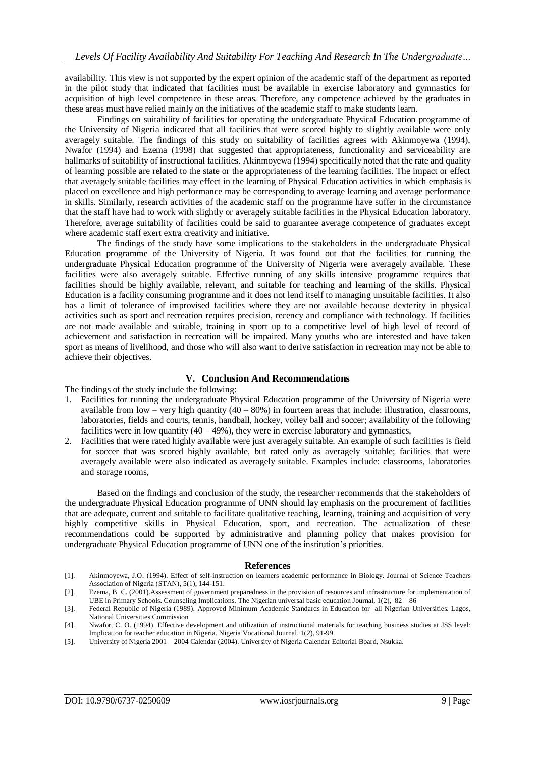availability. This view is not supported by the expert opinion of the academic staff of the department as reported in the pilot study that indicated that facilities must be available in exercise laboratory and gymnastics for acquisition of high level competence in these areas. Therefore, any competence achieved by the graduates in these areas must have relied mainly on the initiatives of the academic staff to make students learn.

Findings on suitability of facilities for operating the undergraduate Physical Education programme of the University of Nigeria indicated that all facilities that were scored highly to slightly available were only averagely suitable. The findings of this study on suitability of facilities agrees with Akinmoyewa (1994), Nwafor (1994) and Ezema (1998) that suggested that appropriateness, functionality and serviceability are hallmarks of suitability of instructional facilities. Akinmoyewa (1994) specifically noted that the rate and quality of learning possible are related to the state or the appropriateness of the learning facilities. The impact or effect that averagely suitable facilities may effect in the learning of Physical Education activities in which emphasis is placed on excellence and high performance may be corresponding to average learning and average performance in skills. Similarly, research activities of the academic staff on the programme have suffer in the circumstance that the staff have had to work with slightly or averagely suitable facilities in the Physical Education laboratory. Therefore, average suitability of facilities could be said to guarantee average competence of graduates except where academic staff exert extra creativity and initiative.

The findings of the study have some implications to the stakeholders in the undergraduate Physical Education programme of the University of Nigeria. It was found out that the facilities for running the undergraduate Physical Education programme of the University of Nigeria were averagely available. These facilities were also averagely suitable. Effective running of any skills intensive programme requires that facilities should be highly available, relevant, and suitable for teaching and learning of the skills. Physical Education is a facility consuming programme and it does not lend itself to managing unsuitable facilities. It also has a limit of tolerance of improvised facilities where they are not available because dexterity in physical activities such as sport and recreation requires precision, recency and compliance with technology. If facilities are not made available and suitable, training in sport up to a competitive level of high level of record of achievement and satisfaction in recreation will be impaired. Many youths who are interested and have taken sport as means of livelihood, and those who will also want to derive satisfaction in recreation may not be able to achieve their objectives.

## V. Conclusion And Recommendations

The findings of the study include the following:

1. Facilities for running the undergraduate Physical Education programme of the University of Nigeria were available from low – very high quantity (40 – 80%) in fourteen areas that include: illustration, classrooms, laboratories, fields and courts, tennis, handball, hockey, volley ball and soccer; availability of the following facilities were in low quantity (40 – 49%), they were in exercise laboratory and gymnastics,
2. Facilities that were rated highly available were just averagely suitable. An example of such facilities is field for soccer that was scored highly available, but rated only as averagely suitable; facilities that were averagely available were also indicated as averagely suitable. Examples include: classrooms, laboratories and storage rooms,

Based on the findings and conclusion of the study, the researcher recommends that the stakeholders of the undergraduate Physical Education programme of UNN should lay emphasis on the procurement of facilities that are adequate, current and suitable to facilitate qualitative teaching, learning, training and acquisition of very highly competitive skills in Physical Education, sport, and recreation. The actualization of these recommendations could be supported by administrative and planning policy that makes provision for undergraduate Physical Education programme of UNN one of the institution's priorities.

## References

[1]. Akinmoyewa, J.O. (1994). Effect of self-instruction on learners academic performance in Biology. Journal of Science Teachers Association of Nigeria (STAN), 5(1), 144-151.

[2]. Ezema, B. C. (2001).Assessment of government preparedness in the provision of resources and infrastructure for implementation of UBE in Primary Schools. Counseling Implications. The Nigerian universal basic education Journal, 1(2), 82 – 86

[3]. Federal Republic of Nigeria (1989). Approved Minimum Academic Standards in Education for all Nigerian Universities. Lagos, National Universities Commission

[4]. Nwafor, C. O. (1994). Effective development and utilization of instructional materials for teaching business studies at JSS level: Implication for teacher education in Nigeria. Nigeria Vocational Journal, 1(2), 91-99.

[5]. University of Nigeria 2001 – 2004 Calendar (2004). University of Nigeria Calendar Editorial Board, Nsukka.